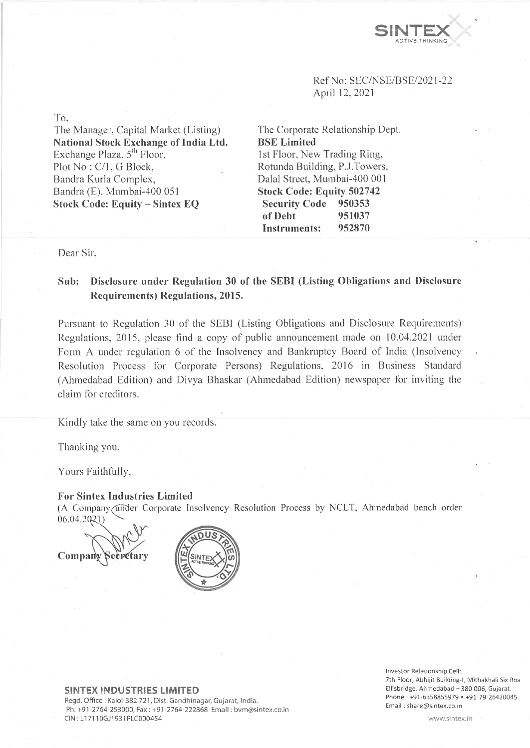Ref No: SEC/NSE/BSE/2021-22
April 12, 2021

To,

The Manager, Capital Market (Listing)
**National Stock Exchange of India Ltd.**
Exchange Plaza, 5[th] Floor,
Plot No : C/1, G Block,
Bandra Kurla Complex,
Bandra (E), Mumbai-400 051
**Stock Code: Equity – Sintex EQ**

The Corporate Relationship Dept.
**BSE Limited**
1st Floor, New Trading Ring,
Rotunda Building, P.J.Towers,
Dalal Street, Mumbai-400 001
**Stock Code: Equity 502742**
**Security Code of Debt Instruments: 950353 951037 952870**

Dear Sir,

**Sub: Disclosure under Regulation 30 of the SEBI (Listing Obligations and Disclosure Requirements) Regulations, 2015.**

Pursuant to Regulation 30 of the SEBI (Listing Obligations and Disclosure Requirements) Regulations, 2015, please find a copy of public announcement made on 10.04.2021 under Form A under regulation 6 of the Insolvency and Bankruptcy Board of India (Insolvency Resolution Process for Corporate Persons) Regulations, 2016 in Business Standard (Ahmedabad Edition) and Divya Bhaskar (Ahmedabad Edition) newspaper for inviting the claim for creditors.

Kindly take the same on you records.

Thanking you,

Yours Faithfully,

**For Sintex Industries Limited**
(A Company under Corporate Insolvency Resolution Process by NCLT, Ahmedabad bench order 06.04.2021)

**Company Secretary**

**SINTEX INDUSTRIES LIMITED**
Regd. Office : Kalol-382 721, Dist. Gandhinagar, Gujarat, India.
Ph: +91-2764-253000, Fax : +91-2764-222868 Email : bvm@sintex.co.in
CIN : L17110GJ1931PLC000454

Investor Relationship Cell:
7th Floor, Abhijit Building-I, Mithakhali Six Roa
Ellisbridge, Ahmedabad – 380 006, Gujarat.
Phone : +91-6358855979 • +91-79-26420045
Email : share@sintex.co.in

www.sintex.in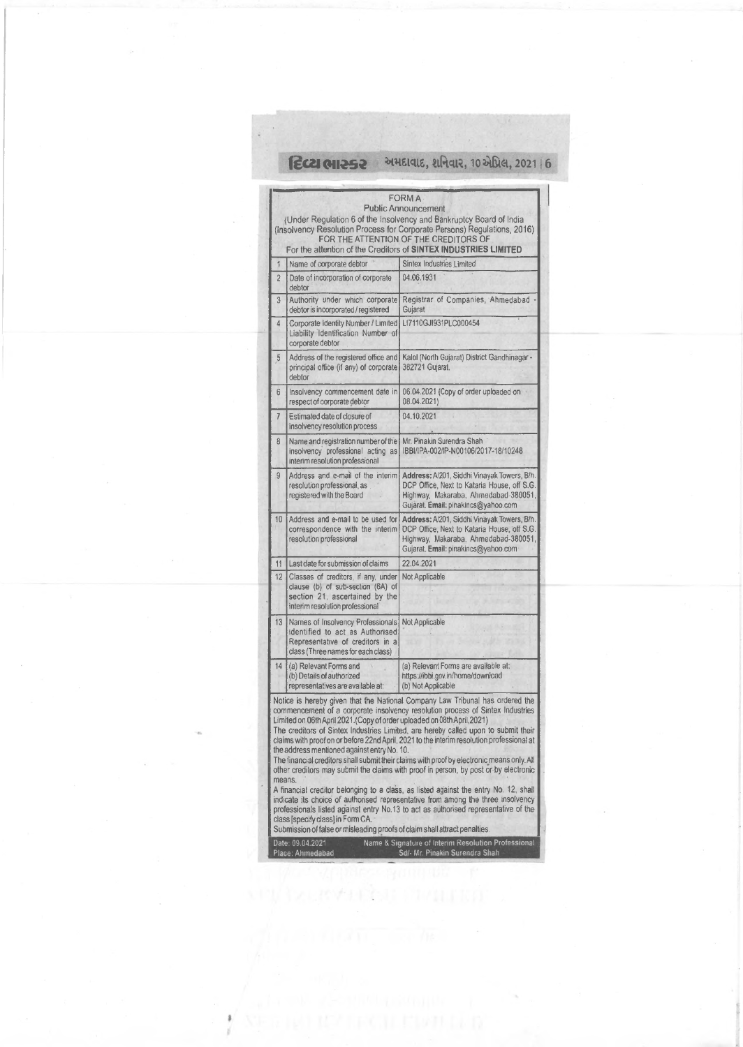દિવ્ય ભાસ્કર અમદાવાદ, શનિવાર, 10 એપ્રિલ, 2021 | 6

# FORM A

## Public Announcement

(Under Regulation 6 of the Insolvency and Bankruptcy Board of India (Insolvency Resolution Process for Corporate Persons) Regulations, 2016)

FOR THE ATTENTION OF THE CREDITORS OF

For the attention of the Creditors of **SINTEX INDUSTRIES LIMITED**

| | | |
|---|---|---|
| 1 | Name of corporate debtor | Sintex Industries Limited |
| 2 | Date of incorporation of corporate debtor | 04.06.1931 |
| 3 | Authority under which corporate debtor is incorporated / registered | Registrar of Companies, Ahmedabad - Gujarat |
| 4 | Corporate Identity Number / Limited Liability Identification Number of corporate debtor | L17110GJ1931PLC000454 |
| 5 | Address of the registered office and principal office (if any) of corporate debtor | Kalol (North Gujarat) District Gandhinagar - 382721 Gujarat. |
| 6 | Insolvency commencement date in respect of corporate debtor | 06.04.2021 (Copy of order uploaded on 08.04.2021) |
| 7 | Estimated date of closure of insolvency resolution process | 04.10.2021 |
| 8 | Name and registration number of the insolvency professional acting as interim resolution professional | Mr. Pinakin Surendra Shah IBBI/IPA-002/IP-N00106/2017-18/10248 |
| 9 | Address and e-mail of the interim resolution professional, as registered with the Board | **Address:** A/201, Siddhi Vinayak Towers, B/h. DCP Office, Next to Kataria House, off S.G. Highway, Makaraba, Ahmedabad-380051, Gujarat. **Email:** pinakincs@yahoo.com |
| 10 | Address and e-mail to be used for correspondence with the interim resolution professional | **Address:** A/201, Siddhi Vinayak Towers, B/h. DCP Office, Next to Kataria House, off S.G. Highway, Makaraba, Ahmedabad-380051, Gujarat. **Email:** pinakincs@yahoo.com |
| 11 | Last date for submission of claims | 22.04.2021 |
| 12 | Classes of creditors, if any, under clause (b) of sub-section (6A) of section 21, ascertained by the interim resolution professional | Not Applicable |
| 13 | Names of Insolvency Professionals identified to act as Authorised Representative of creditors in a class (Three names for each class) | Not Applicable |
| 14 | (a) Relevant Forms and (b) Details of authorized representatives are available at: | (a) Relevant Forms are available at: https://ibbi.gov.in/home/download (b) Not Applicable |

Notice is hereby given that the National Company Law Tribunal has ordered the commencement of a corporate insolvency resolution process of Sintex Industries Limited on 06th April 2021.(Copy of order uploaded on 08th April,2021)

The creditors of Sintex Industries Limited, are hereby called upon to submit their claims with proof on or before 22nd April, 2021 to the interim resolution professional at the address mentioned against entry No. 10.

The financial creditors shall submit their claims with proof by electronic means only. All other creditors may submit the claims with proof in person, by post or by electronic means.

A financial creditor belonging to a class, as listed against the entry No. 12, shall indicate its choice of authorised representative from among the three insolvency professionals listed against entry No.13 to act as authorised representative of the class [specify class] in Form CA.

Submission of false or misleading proofs of claim shall attract penalties.

Date: 09.04.2021
Place: Ahmedabad

Name & Signature of Interim Resolution Professional
Sd/- Mr. Pinakin Surendra Shah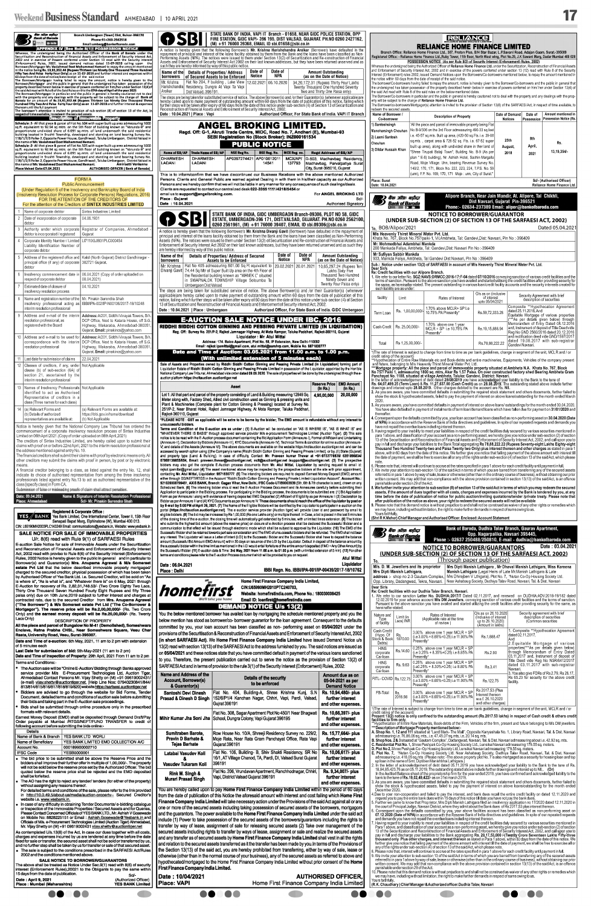**Bank of Baroda** — Branch Umbergaon (Town) Dist. Valsad-396170, Phone 0260-2562516, Email: umbergaon@bankofbaroda.com

## APPENDIX IV [See Rule 8(1)] POSSESSION NOTICE

Whereas, the undersigned being the Authorised Officer of the **Bank of Baroda** under the Securitisation and Reconstruction of Financial Assets and Enforcement of Security Interest Act, 2002 and in exercise of Powers conferred under Section 13 read with the Security Interest (Enforcement) Rules, 2002 issued demand notices dated 13-07-2019 calling upon the Borrower/Mortgagor to repay the amount mentioned in the notice being Rs. 13,01,352.44 (Rupees Thirteen Lac Ninety One Thousand Three Hundred Fifty Two and Paisa Forty Four Only) as on 13-07-2019 and further interest and expenses within 60 days from the date of notice/date receipt of the said notice.

The Borrower/Mortgagor having failed to repay the amount, notice is hereby given to the Borrower/Mortgagor and the public in general that the undersigned has taken possession of the property described herein below in exercise of powers conferred on him/her under Section 13(4) of the said Act read with Rule 8 of the Security Interest Enforcement Rules on this the 07th day of April of the year 2021.

The Borrower/Mortgagor in particular and the public in general is hereby cautioned not to deal with the property and any dealings with the property will be subject to the charge of **Bank of Baroda** for an amount of **Rs.13,91,352.44 (Rupees Thirteen Lac Ninety One Thousand Three Hundred Fifty Two and Paisa Forty Four Only)** as on 11-07-2019 and further interest & expenses thereon until the full payment.

The borrower's attention is invited to provision of sub-section (8) of section 13 of the Act, in respect of time available, to redeem the secured assets.

**Description of the Immovable Property**

Schedule -1: All that piece & parcel of Flat No.505 with super built up area admeasuring 1000 sq.ft. equivalent to 92.94 sq. mtrs. on the 5th floor of building known as "Ananda-B" and proportionate undivided share of 0.051 sq. mtrs of land underneath the said residential building situated in Survey Nos. 1/1B/1/2/3 Paiki, 2, Opposite Power House, Gandhi wadi, Taluka Umbergaon, District Valsad in the name of Mr. Vasimmed Sesi Mohammed Rasmat.

Schedule -2: All that piece & parcel of Flat No.505 with super built up area admeasuring 1000 sq.ft. equivalent to 92.94 sq. mtrs. on the 5th floor of building known as "Ananda-B" and proportionate undivided share of 0.051 sq. mtrs. of land underneath the said residential building situated in Survey Nos. 1/1B/1/2/3 Paiki, 2, Opposite Power House, Gandhi wadi, Taluka Umbergaon, District Valsad in the name of Mr. Vasimmed Sesi Mohammed Rasmat.

Place: Valsad Date: 07.04.2021 — AUTHORISED OFFICER (Bank of Baroda)

---

## FORM A
### Public Announcement
(Under Regulation 6 of the Insolvency and Bankruptcy Board of India (Insolvency Resolution Process for Corporate Persons) Regulations, 2016)
**FOR THE ATTENTION OF THE CREDITORS OF SINTEX INDUSTRIES LIMITED**

| | | |
|---|---|---|
| 1 | Name of corporate debtor | Sintex Industries Limited |
| 2 | Date of incorporation of corporate debtor | 04.06.1931 |
| 3 | Authority under which corporate debtor is incorporated / registered | Registrar of Companies, Ahmedabad - Gujarat |
| 4 | Corporate Identity Number / Limited Liability Identification Number of corporate debtor | L17110GJ1931PLC000454 |
| 5 | Address of the registered office and principal office (if any) of corporate debtor | Kalol (North Gujarat) District Gandhinagar - 382721 Gujarat. |
| 6 | Insolvency commencement date in respect of corporate debtor | 06.04.2021 (Copy of order uploaded on 08.04.2021) |
| 7 | Estimated date of closure of insolvency resolution process | 04.10.2021 |
| 8 | Name and registration number of the insolvency professional acting as interim resolution professional | Mr. Pinakin Surendra Shah, IBBI/IPA-002/IP-N00106/2017-18/10248 |
| 9 | Address and e-mail of the interim resolution professional, as registered with the Board | Address: A/201, Siddhi Vinayak Towers, B/h. DCP Office, Next to Kataria House, off S.G. Highway, Makarba, Ahmedabad-380051, Gujarat. Email: pinakincs@yahoo.com |
| 10 | Address and e-mail to be used for correspondence with the interim resolution professional | Address: A/201, Siddhi Vinayak Towers, B/h. DCP Office, Next to Kataria House, off S.G. Highway, Makarba, Ahmedabad-380051, Gujarat. Email: pinakincs@yahoo.com |
| 11 | Last date for submission of claims | 22.04.2021 |
| 12 | Classes of creditors, if any, under clause (b) of sub-section (6A) of section 21, ascertained by the interim resolution professional | Not Applicable |
| 13 | Names of Insolvency Professionals identified to act as Authorised Representative of creditors in a class (Three names for each class) | Not Applicable |
| 14 | (a) Relevant Forms and (b) Details of authorized representatives are available at: | (a) Relevant Forms are available at: https://ibbi.gov.in/home/download (b) Not Applicable |

Notice is hereby given that the National Company Law Tribunal has ordered the commencement of a corporate insolvency resolution process of Sintex Industries Limited on 06th April 2021 (Copy of order uploaded on 08th April 2021).

The creditors of Sintex Industries Limited, are hereby called upon to submit their claims with proof on or before 22nd April, 2021 to the interim resolution professional at the address mentioned against entry No. 10.

The financial creditors shall submit their claims with proof by electronic means only. All other creditors may submit the claims with proof in person, by post or by electronic means.

A financial creditor belonging to a class, as listed against the entry No. 12, shall indicate its choice of authorised representative from among the three insolvency professionals listed against entry No. 13 to act as authorised representative of the class [specify class] in Form CA.

Submission of false or misleading proofs of claim shall attract penalties.

Date: 09.04.2021 Place: Ahmedabad — Name & Signature of Interim Resolution Professional: Sd/- Mr. Pinakin Surendra Shah

---

**YES BANK** — Registered & Corporate Office: Yes Bank Limited, One International Center, Tower II, 15th Floor, Senapati Bapat Marg, Elphinstone (W), Mumbai 400 013. CIN: L65190MH2003PLC143249 Email: communications@yesbank.in, Website: www.yesbank.in

## SALE NOTICE FOR SALE OF IMMOVABLE PROPERTIES
### U/r. 8(6) read with Rule 9(1) of SARFAESI Rules

E-Auction Sale Notice for sale of Immovable Assets under the Securitisation and Reconstruction of Financial Assets and Enforcement of Security Interest Act, 2002 read with proviso to Rule 8(6) of the Security Interest (Enforcement) Rules, 2002.

Notice is hereby given to the public in general and in particular to Borrower(s) and Guarantor(s) **M/s. Anupama Agarwal & M/s Somerset estate Pvt Ltd** that the below described immovable property mortgaged/charged to the secured creditor, physical possession of which has been taken by Authorised Officer of Yes Bank Ltd. i.e. Secured Creditor, will be sold on "As is where is", "As is what is" and "Whatever there is" on 5th May 2021 through E-Auction for recovery of Rs. 2,02,31,748.50/- (Two Crore Eighty Two Lacs, Thirty One Thousand Seven Hundred Forty Eight Rupees and fifty Three paisa only) due on 10th June, 2019 subject to further interest and charges at contracted rate, due to the secured Creditor from **Mrs. Anupama Agarwal ("The Borrower") & M/s Somerset estate Pvt Ltd ("The Co-Borrower & Mortgagor")**. The reserve price will be **Rs.2,00,00,000/-** (Rs. Two Crore Only) and the earnest money deposit will be **Rs.20,00,000/-** (Rs. Twenty Lacs Only)

**DESCRIPTION OF PROPERTY**

All the piece and parcel of Bungalow No M-41 (Demolished), Someshwara Enclave, Ratna Prabha CHSL, Near Someshwara Square, Vesu Char Rasta, University Road, Vesu, Surat-395007.

**Date and Time of e-auction:** 5th May, 2021, 11 am to 2 pm with extension of 5 minutes each

**Last date for submission of bid:** 5th May-2021 (11 am to 2 pm)

**Date and Time of Inspection of Property:** 29th April, 2021 from 11 am to 2 pm

**Terms and Conditions:-**

- The Auction sale will be "Online E-Auction/Bidding through Banks approved service provider M/s. E-Procurement Technologies Ltd. Auction Tiger, Ahmedabad Contact Persons Mr. Vijay Shetty on (M) +91 9961000431 (e-mail) vijay.shetty@auctiontiger.net, (Help Line Nos: 079-6813 6841/844/813/6814/6815/6816/6817/6818/6819/6820) website https://sarfaesi.auctiontiger.net
- Bidders are advised to go through the website for Bid Forms, Tender Document, detailed terms and conditions of auction sale before submitting their bids and taking part in the E-auction sale proceedings.
- Bids shall be submitted through online procedure only in the prescribed formats with relevant details.
- Earnest Money Deposit (EMD) shall be deposited through Demand Draft/Pay Order payable at Mumbai /RTGS/NEFT/FUND TRANSFER to credit of following account before submitting the bids online:-

| Details | |
|---|---|
| Name of Bank & Branch | YES BANK LTD WORLI |
| Name of Beneficiary | YES BANK LIMITED EMD COLLECTION A/C |
| Account No. | 001699000002710 |
| IFSC Code | YESB0000001 |

- The bid price to be submitted shall be above the Reserve Price and the bidders shall improve their further offer in multiple of 1,00,000/-. The property will not be sold below the reserve price set by the Authorized Officer. The bid quoted below the reserve price shall be rejected and the EMD deposited shall be forfeited.
- The AO has the right to reject any tender/ tenders (for either of the property) without assigning any reasons thereof.

For detailed terms and conditions of the sale, please refer to the link provided in http://10.0.46.5/about-us/media/auction-property— Secured Creditor's website i.e. www.yesbank.in

- In case of any difficulty in obtaining Tender Documents/ e-bidding catalogue or inspection of the Immovable Properties/ Secured Assets and for Queries, Please Contact Concerned Officials of YES BANK LTD., Mr. Ashish V Gosawade on Mobile No: 8828283113 or Email: Ashish.Gosawade@Yesbank.in and Officials of M/s. e-Procurement Technologies Limited (Auction Tiger) Ahmedabad, Mr. Vijay Shetty on (M) +91 9961000431 (e-mail) vijay.shetty@auctiontiger.net

As contemplated U/s.13(8) of the Act, in case our dues together with all costs, charges and expenses incurred by us are tendered at any time before the date fixed for sale or transfer, the secured asset shall not be sold or transferred by us, and no further step shall be taken by us for transfer or sale of that secured asset.

- The sale is subject to the conditions prescribed in the SARFAESI Act/Rules 2002 and the conditions mentioned above.

**SALE NOTICE TO BORROWER/GUARANTORS**

The above shall be treated as Notice Under Sec.9(1) read with 8(6) of security Interest (Enforcement Rules) 2002 to the Obligants to pay the same within 15 days from the date of publication.

Date: April 9, 2021 Place: Mumbai (Maharashtra) — Sd/- (Authorized Officer) YES BANK Limited

---

**SBI** — STATE BANK OF INDIA, VAPI IT Branch - 01658, NEAR GIDC POLICE STATION, OPP FIRE STATION, GIDC VAPI- 396 195, DIST VALSAD, GUJARAT. PH.00 0260 2427162, (M) +91 76000 39368, EMAIL ID sbi.01658@sbi.co.in

A notice is hereby given that the following Borrower/s **Mr. Krishna Harishchandra Avdhar** (Borrower) have defaulted in the repayment of principal and interest of the loans facility obtained by them from the Bank and the loans have been classified as Non-Performing Assets (NPA). The notices were issued to them under Section 13(2) of Securitization and Re-construction of Financial Assets and Enforcement of Security Interest Act 2002 on their last known addresses, but they have been returned unserved and as such they are hereby informed by way of this public notice.

| Name of the borrowers | Details of Properties/ Address of Secured Assets to be Enforced | Date of Notice | Date of NPA | Amount Outstanding (as on the Date of Notice) |
|---|---|---|---|---|
| Mr. Krishna Harishchandra Avdhar | Flat No 204, F building, Lake View Residency, Dunga Ad Vapi Ta Vapi Dist Valsad 396191 | 12.02.2021 | 06.10.2020 | 34,20,172.31 (Rupees Thirty Four Lakhs Twenty Thousand One Hundred Seventy Two and Thirty One Paisa only) |

The steps are being taken for substituted service of notice. The above Borrower(s) and/or their Guarantor(s) (whenever applicable) are hereby called upon to make payment of outstanding amount within 60 days from the date of publication of this notice, failing which further steps will be taken after expiry of 60 days from the date of this notice under sub-section (4) of Section 13 of Securitization and Reconstruction of Financial Assets and Enforcement of Security Interest Act, 2002.

Date: 10.04.2021 | Place: Vapi — Authorized Officer, State Bank of India, VAPI IT Branch

---

## ANGEL BROKING LIMITED.
Regd. Off: G-1, Akruti Trade Centre, MIDC, Road No. 7, Andheri (E), Mumbai-93
SEBI Registration No (Stock Broker): INZ000161534

### PUBLIC NOTICE

| Name of AP/AP | Trade Name of SB/AP | NSE Reg No. | BSE Reg. No. | MCX Reg. no. | Regd Address of SB/AP |
|---|---|---|---|---|---|
| DHANESH LADANI | DHANESH LADANI | AP0397274421 | AP01061 14461 | MCX/AP/ 137793 | D-503, Madhavbag Residency, Machhavbag, Parvatpatiya Surat City, Surat-395010, Gujarat |

This is to informinform that we have discontinued our Business Relations with the above mentioned Authorized Persons. Clients and General Public are warned against Dealing in with them in his/their capacity as our Authorized Persons and we hereby confirm that we will not be liable in any manner for any consequence of such dealings/ideas.

Clients are requested to contact our central zed desk 022-3355 1111/4218/5454 or email us to support@angelbroking.com. — For ANGEL BROKING LTD

Place: Gujarat Date: 10.04.2021 — Sd/- Authorised Signatory

---

**SBI** — STATE BANK OF INDIA, GIDC UMBERGAON Branch-09306, PLOT NO 1B, GIDC ESTATE, UMBERGAON-396 171, DIST VALSAD, GUJARAT. PH.NO 0260 2562100, 0260 2561961, (M) + 91 76000 39407, EMAIL ID sbi.09306@sbi.co.in

A notice is hereby given that the following Borrower/s **Mr. Krishna Divyangi Gavit** (Borrower) have defaulted in the repayment of principal and interest of the loans facility obtained by them from the Bank and the loans have been classified as Non-Performing Assets (NPA). The notices were issued to them under Section 13(2) of Securitization and Re-construction of Financial Assets and Enforcement of Security Interest Act 2002 on their last known addresses, but they have been returned unserved and as such they are hereby informed by way of this public notice.

| Name of the Borrowers | Details of Properties/ Address of Secured Assets to be Enforced | Date of Notice | Date of NPA | Amount Outstanding (as on the Date of Notice) |
|---|---|---|---|---|
| Mr. Krishna Divyangi Gavit | Flat No 405 admeasuring 601.00 Sq Ft equivalent to 74.44 Sq Mtr of Super Built Up area on the 4th Floor of the Residential building known as "MANEK C" situated in SWAPNALOK TOWNSHIP Village Solsumba Ta Umbergaon Dist Valsad | 23.02.2021 | 20.01.2021 | 10,65,297.24 (Rupees Ten Lakhs Sixty Five Thousand Two Hundred Ninety Seven and Twenty Four Paisa only) |

The steps are being taken for substituted service of notice. The above Borrower(s) and/or their Guarantor(s) (whenever applicable) are hereby called upon to make payment of outstanding amount within 60 days from the date of publication of this notice, failing which further steps will be taken after expiry of 60 days from the date of this notice under sub-section (4) of Section 13 of Securitization and Reconstruction of Financial Assets and Enforcement of Security Interest Act, 2002.

Date: 10.04.2021 | Place: Umbergaon — Authorized Officer, State Bank of India, GIDC Umbergaon

---

## E-AUCTION SALE NOTICE UNDER IBC, 2016
### RIDDHI SIDDHI COTTON GINNING AND PESSING PRIVATE LIMITED (IN LIQUIDATION)
Reg. Off: Survey No. 251/P-2, Rajkot Jamnagar Highway, At Mota Rampar, Taluka Paddhari, Rajkot-360110, Gujarat
Liquidator : Mr. Atul Mittal
Address: 174, Balco Apartment, Plot No. 58, IP Extension, New Delhi-110092
Email: rajkot.ipmittal@gmail.com, atul.mittal@aamda.com, Mobile No. 9871683777

**Date and Time of Auction: 03.05.2021 from 11.00 a.m. to 1.00 p.m.**
**(With unlimited extension of 5 minutes each)**

Sale of Assets and Properties owned by Riddhi Siddhi Cotton Ginning and Pressing Private Limited (in Liquidation) forming part of Liquidation Estate of Riddhi Siddhi Cotton Ginning and Pressing Private Limited in possession of the Liquidator appointed by the Hon'ble National Company Law Tribunal, Ahmedabad vide order dated 25.09.2020. The sale of properties will be done by the undersigned through the e-auction platform https://ncltauction.auctiontiger.net

| Asset | Reserve Price (In Rs.) | EMD Amount (In Rs.) |
|---|---|---|
| Lot 1: All that part and parcel of the property consisting of Land & Building measuring 12849 Sq. Meter along with, Factory Shed, Allied civil construction used as Ginning & pressing units and Plant & Machineries (Complete plant for Cotton Ginning & Pressing) located at Survey No. 251/P-2, Near Bharat Hotel, Rajkot Jamnagar Highway, At Mota Rampar, Taluka Paddhari, Rajkot-360110, Gujarat | 4,95,00,000 | 20,00,000 |

*PLEASE NOTE - GST as applicable will be extra to be borne by the bidder; The EMD amount is refundable without any interest to unsuccessful bidders.

Terms and Condition of the E-auction are as under: (1) E-Auction will be conducted on "AS IS WHERE IS", "AS IS WHAT IS" and "WHATEVER THERE IS BASIS" through approved service provider M/s e-procurement Technologies Limited (Auction Tiger). (2) The sale notice is to be read with the E-Auction process document containing the Bid Application Form (Annexure-I), Format of Affidavit and Undertaking (Annexure-II), Declaration by Bidders (Annexure-III), KYC Documents (Annexure-IV), Technical Terms & condition for online auction (Annexure-V) and details of the Assets (Annexure-VI), which are available on the website https://ncltauction.auctiontiger.net, and can be accessed by opening the catalog of the Company's name (Riddhi Siddhi Cotton Ginning and Pressing Private Limited). (3) Contact person on behalf of E-Auction Agency (Auction Tiger): Mr. Praveen Kumar Thevar +91 9722778828/ 6351896643/ 079-61200594/ 598/ 559/ 554, Email: praveen.thevar@auctiontiger.net, nclt@auctiontiger.net; support@auctiontiger.net. (4) The intending bidders may also get the complete E-Auction process documents from Mr. Atul Mittal, Liquidator by sending request to email id rajkot.ipmittal@gmail.com (4) The asset mentioned above may be inspected by the prospective bidders at the site with prior appointment, contacting Mr. Atul Mittal, Liquidator: 9871683777 (5) The intending bidders are required to deposit Earnest Money Deposit (EMD) amount either through DD/NEFT/RTGS in the account "Riddhi Siddhi Cotton Ginning and Pressing Private Limited in Liquidation", Account No.: 921020008788491, AXIS BANK, Branch: Gagan Vihar, New Delhi, IFSC Code UTIB0003858 (6) On the 4th Clarification, if any, the Liquidator has the right to ... in receipt of EMD ... Bidder(s) shall be qualified for participation in the E-auction ... (7) For participating in the Bidding process, the documents to be submitted are: (1) Bid Application Form as per Annexure I along with an Annexure of having deposited EMD ... (ii) Affidavit of eligibility as per Annexure II ... (iii) Declaration by Bidder as per Annexure III and (iv) KYC Documents as per Annexure IV. These documents should reach the office of the liquidator by post or by E-mail by 30th April 2021 ... (8) The Name of the Eligible Bidders will be identified by the Liquidator to participate in e-auction on the portal (https://ncltauction.auctiontiger.net). The e-auction service provider (Auction tiger) will provide User id and password by email to eligible bidders. (9) The E-auction will take place on 3rd May 2021 from 11.00 am to 1.00 pm ... The closing time will automatically get extended by 5 minutes, with unlimited time extension. (10) The Bidder who submits the highest bid amount (above the reserve price) on closure of e-Auction process shall be declared as the Successful Bidder and a communication to that effect will be issued through electronic mode which shall be subject to approval by the Liquidator. (11) The EMD of the Successful Bidder shall be retained towards part sale consideration and the EMD of unsuccessful bidders shall be refunded. The EMD shall not bear any interest. The Liquidator will issue a Letter of Intent (LOI) to the Successful Bidder and the Successful Bidder shall have to deposit the balance amount (Successful Bid Amount-EMD Amount) within 30 days on issuance of the LOI by the Liquidator. Default in deposit of the balance amount by the successful bidder would entail forfeiture of the whole EMD amount ... (12) The Liquidator may cancel the E-auction sale ... The E-Auction Sale Notice (EMD Amount) ... 3rd May 2021 from 11.00 am to 01.00 pm ... terms and conditions please refer to E-auction Process Document.

Date: 06.04.2021 Place: Gurgaon — Atul Mittal, Liquidator, IBBI Regn. No. IBBI/IPA-001/IP-00439/2017-18/10762

---

**homefirst** — We'll take you home
Home First Finance Company India Limited
CIN:U65990MH2010PTC240703, Website: homefirstindia.com, Phone No.: 180030008425, Email ID: loanfirst@homefirstindia.com

## DEMAND NOTICE U/s 13(2)

You the below mentioned borrower has availed loan by mortgaging the schedule mentioned property and you the below mention has stood as borrower/co-borrower guarantor for the loan agreement. Consequent to the defaults committed by you, your loan account has been classified as non- performing asset on **05/04/2021** under the provisions of the Securitisation & Reconstruction of Financial Assets and Enforcement of Security Interest Act, 2002 (**in short SARFAESI Act**). We **Home First Finance Company India Limited** have issued Demand Notice u/s 13(2) read with section 13(13) of the SARFAESI Act to the address furnished by you. The said notices are issued as on **05/04/2021** and these notices state that you have committed default in payment of the various loans sanctioned to you. Therefore, the present publication carried out to serve the notice as the provision of Section 13(2) of SARFAESI Act and in terms of provision to the rule 3(1) of the Security Interest (Enforcement) Rules, 2002:

| Name and Address of the Account, Borrower(s) & Guarantor(s) | Details of the security to be enforced | Amount due as on 05-04-2021 as per Demand Notice |
|---|---|---|
| Santoshi Devi Dinesh Prasad & Dinesh D Singh | Flat No. 404, Building-A, Shree Krishna Kunj, S.N 152/B/P1/4 Karohan Nagar, Chhiri, Vapi, Pardi, Valsad, Gujrat 396191 | Rs. 10,04,480/- plus further interest and other expenses. |
| Mihir Kumar Jha Soni Jha | Flat No. 306, Sagar Apartment Plot No 450/1 Near Bhagwati School, Dungra Colony, Vapi Gujarat 396195 | Rs. 10,66,397/- plus further interest and other expenses. |
| Sumitraben Barote, Pravin D Barhate & Tejas Barhate | Row House No. 10/A, Shreeji Residency Survey no. 229/2, Moje Rata, Near Rata Gram Panchayat Office, Rata Vapi Gujarat 396191 | Rs. 15,77,664/- plus further interest and other expenses. |
| Latabai Vasudev Kolil & Vasudev Tukaram Koli | Flat No. 106, Building- B, Shiv Shakti Residency, SR No 16/1, AT Village Chanod, Ta. Pardi, Dt. Valsad Gujarat 396191 | Rs. 10,06,617/- plus further interest and other expenses. |
| Rink M. Singh & Murari Prasad Singh | Flat No. 206, Vrundavan Apartment, Ranchhodnagar, Chhiri, Vapi, District Valsad Gujarat 396191 | Rs. 9,34,007/- plus further interest and other expenses. |

You are hereby called upon to pay **Home First Finance Company India Limited** within the period of 60 days from the date of publication of this Notice the aforesaid amount with interest and cost failing which **Home First Finance Company India Limited** will take necessary action under the Provisions of the said Act against all or any one or more of the secured assets including taking possession of the secured assets of the borrowers and the guarantors. The power available to the **Home First Finance Company India Limited** under the said Act include (1) Power to take possession of the secured assets of the borrowers/guarantors including the rights to transfer by way of lease, assignment of sale for realising secured assets (2) Take over management of the secured assets including rights to transfer by way of lease, assignment or sale and realise the secured assets and any transfer as of secured assets by **Home First Finance Company India Limited** shall vest in all the rights and relation to the secured assets transferred as if the transfer has been made by you. In terms of the Provisions of the Section 13(13) of the said act, you are hereby prohibited from transferring, either by way of sale, lease or otherwise (other than in the normal course of your business), any of the secured assets as referred to above and hypothecated/mortgaged to the Home First Finance Company India Limited without prior consent of the **Home First Finance Company India Limited.**

Date: 10/04/2021 Place: VAPI — **AUTHORISED OFFICER, Home First Finance Company India Ltd.**

---

## RELIANCE HOME FINANCE LIMITED

Branch Office: Reliance Home Finance Ltd., 307, Proton Plus, B/H Star Bazar, L.P.Savani Road, Adajan Gaam, Surat.-395009
Registered Office: Reliance Home Finance Ltd.,Ruby Tower, 11th floor, North West wing, Plot No.29, J.K Sawant Marg, Dadar Mumbai 400 028

### POSSESSION NOTICE (As per Rule 8(1) of Security Interest (Enforcement) Rules, 2002)

Whereas the undersigned being the Authorized Officer of **Reliance Home Finance Ltd.** under the Securitization, Reconstruction of Financial Assets and Enforcement of Security Interest Act, 2002 and in exercise of the powers conferred under section 13 (12) read with Rule 8 of the Security Interest (Enforcement) Rules 2002, issued Demand Notices upon the Borrowers/Co-Borrowers mentioned below to repay the amount mentioned in the notice within 60 days from the date of receipt of the said notice.

The Borrower/Co-Borrower having failed to repay the amount, notice is hereby given to the Borrower/Co-Borrower and the public in general that the undersigned has taken possession of the property described herein below in exercise of powers conferred on him under Section 13(4) of the said Act read with Rule 8 of the said rules on the dates mentioned below.

The Borrower/Co-Borrower in particular and the public in general is hereby cautioned not to deal with the property and any dealings with the property will be subject to the charge of **Reliance Home Finance Ltd.**

The Borrower/co-borrowers/Mortgagor(s) attention is invited to the provision of Section 13(8) of the SARFAESI Act, in respect of time available, to redeem the secured assets.

| Name of Borrower / Co-borrower | Description of Property | Date of Demand Notices | Date of Possession | Amount mentioned in Possession Notice (Rs.) |
|---|---|---|---|---|
| 1) Santoshsingh Chauhan 2) Laxmi Santosh Chauhan 3) Dildar Hussain Khan | "All the piece and parcel of immovable property being Flat No B-9/306 on the 3rd Floor admeasuring 490-33 sq.feet i.e. 45-57 sq.mts. Built up area, (420-50 sq.Fts. i.e. 39-06 sq.mts. , carpet area & 726-52 sq. Fts. i.e. 67-52 super built up area), along with undivided share in ther land of "Shree Tirupati Balaji Town", Building No. B-9 (as per plan * E-6) building), Nr. Ashish Hotel, Sachin-Magdalla Road, Moje Village: Une, bearing Revenue Survey No. 140/2, 170, 171, Block No. 222, 223, 224, T.P.S. No. 59 (Une), F.P. No. 169, 170, 171 Moje : une, City of Surat." | 25th August, 2018 | 8th April, 2021 | 13,19,354/- |

Place: Surat Date: 10.04.2021 — Sd/- (Authorised Officer) Reliance Home Finance Ltd.

---

**Bank of Baroda** — Alipore Branch, Near Jain Mandir, At. Alipore, Tal. Chikhli, Dist Navsari, Gujarat - 396521, Phone:- 02634-237389 Email: alipor@bankofbaroda.com

## NOTICE TO BORROWER/GUARANTOR
### (UNDER SUB-SECTION (2) OF SECTION 13 OF THE SARFAESI ACT, 2002)

To, BOB/Alipor/2021 — Dated 05.04.2021

**M/s Heavenly Thirst Mineral Water Pvt. Ltd.** Khata No. 767, Block No.767/paiki-1, Vi.Ambheta, Tal: Gandevi, Dist: Navsari, Pin No :-396409

**Mr. Mohmedbhai Adambhai Mankda** 200 Mankada Faliya, Ambheta, Tal: Gandevi, Dist: Navsari Pin No :-396409

**Mr Sufiyan Sabbir Mankda** 933, Mankda Faliya, Ambheta, Tal Gandevi Dist Navsari, Pin No :-396409

**Sub.: Notice under section 13(2) of SARFAESI in account of M/s Heavenly Thirst Mineral Water Pvt. Ltd.**

Dear Sir/s

Re: Credit facilities with our Alipore Branch.

1. We refer to our letter No. SGZ:NAVS:DRMCC:2016-17:F-04 dated 07/10/2016 conveying sanction of various credit facilities and the terms of sanction. Pursuant to the above sanction you have availed and started utilising the credit facilities after providing security for the same, as hereinafter stated. The present outstanding in various loan/credit facility accounts and the security interests created for such liability are as under:

| facility | Limit | Rates of Interest | O/s as on (inclusive of interest upto 05/04/2021 | Security Agreement with brief description of securities |
|---|---|---|---|---|
| Term Loan | Rs. 1,00,00,000/- | 1.70% above MCLR + SP i.e 10.75% PA Presently* | Rs.59,72,333.28 | Composite **Hypothecation Agreement dated 25.11.2016 And Equitable Mortgage of various properties (*As per details given below) through Memorandum of Entry Dated 06.12.2016 and, Instrument of deposit of Title Deed with Reg No GND 2560/2016 dated 20.12.2016 and ratification letter dated GND/1597/2017 dated 19.08.2017 with sub-registrar Gandevi Navsari. |
| Cash Credit | Rs. 25,00,000/- | 1.70% above one 1 year MCLR + SP i.e 10.75% PA Presently* | Rs.19,15,888.94 | |
| Total | Rs.1,25,00,000/- | | Rs.78,88,222.22 | |

*(The rate of interest is subject to change from time to time as per bank guidelines, change in segment of the unit, MCLR and / or credit rating of the account)

**Hypothecation of Entire Raw Materials etc and Book-debts and entire machineries, Equipments, Vehicles of the company present and future, belonging to M/s Heavenly Thirst Mineral Water Pvt. Ltd.

**Mortgage property: All the piece and parcel of immovable property situated at Ambheta N.A. Khata No. 767, Block No 767 Paiki 1, admeasuring 1800 sq. mtrs, Akar Rs 1.57 Paisa, On non-agricultural land No 767 Paiki 1, Block No 767, Gram Panchayat No. 1188, situated at village Ambheta, Taluka: Gandevi, District: Navsari.

2. In the letter of acknowledgement of debt dated 28/08/2019 you have acknowledged your liability to the Bank to the tune of Rs.64,07,489.25 (Term Loan) & Rs. 11,27,637.80 (Cash Credit) as on 28.08.2019. The outstanding stated above include further drawings and interest upto 28.08.2019. Other charges debited to the account are Rs. NIL.

3. As you are aware, you have committed defaults in submitting the required stock statements and other documents, further failed to show the stock & hypothecated assets, failed to pay the principal or interest on above loans/advances for the month ended March 2020.

4. As you are aware, you have committed defaults in payment of interest on above loans/outstandings for the month ended 30.04.2020. You have also defaulted in payment of Installments of term loan/demand loans which have fallen due for payment on 31/01/2020 and thereafter.

5. Consequent upon the defaults committed by you, your loan account has been classified as non-performing asset on **30.04.2020 (Date of NPA)** in accordance with the Reserve Bank of India directives and guidelines. In spite of our repeated requests and demands you have not repaid the overdue loans including interest thereon.

6. Having regard to your inability to meet your liabilities in respect of the credit facilities duly secured by various securities mentioned in para 1 above, and classification of your account as a non-performing asset, we hereby give you notice under sub-section (2) of section 13 of the Securitization and Reconstruction of Financial Assets and Enforcement of Security Interest Act, 2002, and call upon you to pay in full and discharge your liabilities to the Bank aggregating **Rs. 78,88,222.22 (Rupees Seventy-eight Lakh Eighty-eight Thousand Two Hundred Twenty-two and Paisa Twenty two Only) plus interest thereon and other charges** as stated in para 1 above, within 60 days from the date of this notice. We further give you notice that failing payment of the above amount with interest till the date of payment, we shall be free to exercise all or any of the rights under sub-section (4) of section 13 of the said Act, which please note.

7. Please note that, interest will continue to accrue at the rates specified in para 1 above for each credit facility until payment in full.

8. We invite your attention to sub-section 13 of the said Act in terms of which you are barred from transferring any of the secured assets referred to in para 1 above by way of sale, lease or otherwise (other than in the ordinary course of business), without obtaining our prior written consent. We may add that non-compliance with the above provision contained in section 13(13) of the said Act, is an offence punishable under section 29 of the Act.

9. **We further invite your attention to sub section (8) of section 13 of the said Act in terms of which you may redeem the secured assets, if the amount of dues together with all costs, charges and expenses incurred by the Bank is tendered by you, at any time before the date of publication of notice for public auction/inviting quotations/tender/private treaty. Please note that after publication of the notice as above, your right to redeem the secured assets will not be available.**

10. Please note that this demand notice is without prejudice to and shall not be construed as waiver of any other rights or remedies which we may have, including without limitation, the right to make further demands in respect of sums owing to us.

Yours faithfully,

(Shri R K Meher) Chief Manager and Authorised Officer. Enclosed: Account Statement

---

**Bank of Baroda** — Bank of Baroda, Dudhia Talav Branch, Gaurav Apartment, Opp. Nagarpalika, Navsari 396445, Phone: - 02637 250488/250818, E-mail - dudhia@bankofbaroda.com

## NOTICE TO BORROWER/GUARANTORS
### (UNDER SUB-SECTION (2) OF SECTION 13 OF THE SARFAESI ACT, 2002)
(Through paper publication)

To, Date: 03.04.2021

| | |
|---|---|
| M/s. D. M. Jewellers and its proprietor Mrs Dipti Manish Lathigara, address - shop no 2-3 Gautam Complex, Opp. Library, Dudhiatalav, Tekra, Navsari. | Mrs Dipti Manish Lathigara, Mr Dhaval Manish Lathigara, Miss Kareena Manish Lathigara (Legal Heirs of Late Mr Manish Lathigara & Late address Mrs Dhrupben V Lathigara) Plot No. 7, "Nutan Co-Op Housing Society Ltd. Near Ashabaug Society, Dudhiya Talav Road, Navsari, Tal. & Dist. Navsari |

Dear Sirs

Re: Credit facilities with our Dudhia Talav Branch, Navsari.

1. We refer to our sanction Letter No. DUDHIA:2017/ Dated 02.11.2017, and renewed on DUDHIA:ADV:2018-19/162 dated 12.02.2019 for your advance account M/s DM Jewellers conveying sanction of various credit facilities and the terms of sanction. Pursuant to the above sanction you have availed and started utilizing the credit facilities after providing security for the same, as hereinafter stated.

| Nature and Type of facility | Limit (in Lacs) INR | Rates of Interest (Applicable rate at the time of review) | O/s as on 26.10.2020 (inclusive of interest up to 26.10.2020) (Amount in lakhs) | Security agreement with brief description of securities (Common securities) |
|---|---|---|---|---|
| Cash Credit (Hypo. Of Stock & Book Debts) | Rs. 187.00 | 3.00% above one 1 year MCLR + SP i.e.3.00% + 6.65% + 0.25% i.e 11.90% PA Presently* | Rs.1,888.47 | 1. Composite **Hypothecation Agreement dated 02.11.2017. And 2. Equitable Mortgage of various properties (*As per details given below) through Memorandum of Entry Dated 03.11.2017 and, Instrument of deposit of Title Deed vide Reg No NSR/6412/2017 dated 03.11.2017 with sub-registrar Navsari. 3. You also give FDRs of Rs.2.79, Rs.28.17, Rs 65.23 for security for the above credit facility. |
| HINE corporate Car loan | Rs.14.60 | 0.25% above one 1 year MCLR + SP i.e 0.25% + 8.35% + 0.25% i.e 8.85% PA Presently* | Rs.2.90 | |
| HINE corporate Car loan | Rs. 9.63 | 0.25% above one 1 year MCLR + SP i.e 0.25% + 8.30% + 0.25% i.e. 8.80% PA Presently* | Rs.3.41 | |
| FITL- COVID | Rs.122.75 | 3.00% above one 1 year MCLR + SP i.e 3.00% + 6.65% + 0.25% i.e 11.90% PA Presently* | Rs.122.75 | |
| FB-Total | Rs. 2016.98 | | Rs.2017.53 (Plus futures interest thereon w.e.f. 26.10.2020 and other charges) | |

*(The rate of interest is subject to change from time to time as per bank guidelines, change in segment of the unit, MCLR and / or credit rating of the account)

Present 13(2) notice is only confined to the outstanding amount (Rs.2017.53 lakhs) in respect of Cash credit & others credit facilities to firm only.

**Hypothecation of Entire Raw Materials, Book-debts of the Firm, Vehicles of the firm, present and future belonging to M/s DM jewellers.

**Description of Mortgage Property mentioned below:-

A. Shop No. 1, 12 and 11 situated at "Land Mark- The Mall", Opposite Kanyashala No. 1, Library Road, Navsari, Tal. & Dist. Navsari admeasuring e. 76.45.08 sq. mts., i.e. 47.45.07 sq mts, i.e. 20.14 sq. mts.

B. Shop No. 2 & 3 situated at "Gautam Complex", Dudhiatalav, Navsari, Tal. & Dist. Navsari admeasuring about i.e. 42.92 sq. mts.

C. Residential Plot No. 1, Shree Pashupati Co-Op Housing Society Ltd., Lunsikui Navsari admeasuring 175.65 sq. meters.

D. Plot No. 2, Shree Pashupati Co-Op Housing Society Ltd, Lunsikui Navsari admeasuring 175.65 sq. meters.

E. Plot No. 7, "Nutan Co-Op Housing Society Ltd., Near Ashabaug Society, Dudhiya Talav Road, Navsari, Tal. & Dist. Navsari admeasuring i.e. 418.65 sq. mts. (Please note: The above property plot No. 7 is also mortgaged as security for housing loan and the plot has been in the name of Late Mr. Dhirajlal Manilal Lathigara)

2. In the letter of acknowledgement of debt dated 05.11.2019 you have acknowledged your liability to the Bank to the tune of Rs. 18,84,63,631.24 as on 05.11.2019. The outstanding stated above include further drawings and interest up to ... (Dt). Please see the Balance Sheet of the proprietorship firm for the year ended 2019, you have confirmed and acknowledged liability to the bank to the tune of **Rs.18,22,49,422/-** as on 31st march 2019.

3. As you are aware, you have committed defaults in submitting the required stock statements and other documents, further failed to show the stock & hypothecated assets, failed to pay the principal or interest on above loans/advances for the month ended December 2020.

4. Due to non-compliance of the terms, you failed to pay the interest, and bank does recall the entire credit facility as dated 12.11.2020 and request you to pay the entire bank dues within 15 days of this notice till date you have not yet paid the bank dues.

5. Further we came to know that Proprietor, Mrs Dipti Manish Lathigara filed an insolvency application no. 10/2020 dated 12.11.2020 in the court of Principal Judge, Navsari District, where they admit about the Bank dues of Rs 2017.53 plus interest thereon.

6. Consequent upon the defaults committed by you, your above facilities account has been classified as non-performing asset on **07.12.2020 (Date of NPA)** in accordance with the Reserve Bank of India directives and guidelines. In spite of our repeated requests and demands you have not repaid the overdue loans including interest thereon.

7. Having regard to your inability to meet your liabilities in respect of the credit facilities duly secured by various securities mentioned in Para 1 above, and classification of your account as a non-performing asset, we hereby give you notice under sub-section (2) of section 13 of the Securitization and Reconstruction of Financial Assets and Enforcement of Security Interest Act, 2002, and call upon you to pay in full and discharge your liabilities to the Bank aggregating **Rs. 20,17,53,000 /- (Rupees Twenty Crores Seventeen Lakhs Fifty-three thousands only) Plus other charges, and interest thereon** as stated in Para 1 above, within 60 days from the date of this notice. We further give you notice that failing payment of the above amount with interest till the date of payment, we shall be free to exercise all or any of the rights under sub-section (4) of section 13 of the said Act, which please note.

8. Please note that, interest will continue to accrue at the rates specified in para 1 above for each credit facility until payment in full.

9. We invite your attention to sub-section 13 of the said Act in terms of which you are barred from transferring any of the secured assets referred to in para 1 above by way of sale, lease or otherwise (other than in the ordinary course of business), without obtaining our prior written consent. We may add that non-compliance with the above provision contained in section 13(13) of the said Act, is an offence punishable under section 29 of the Act.

10. Please note that this demand notice is without prejudice to and shall not be construed as waiver of any other rights or remedies which we may have, including without limitation, the right to make further demands in respect of sums owing to us.

Yours faithfully,

(R. K. Chaudhary) Chief Manager & Authorised Officer, Dudhia Talav, Navsari